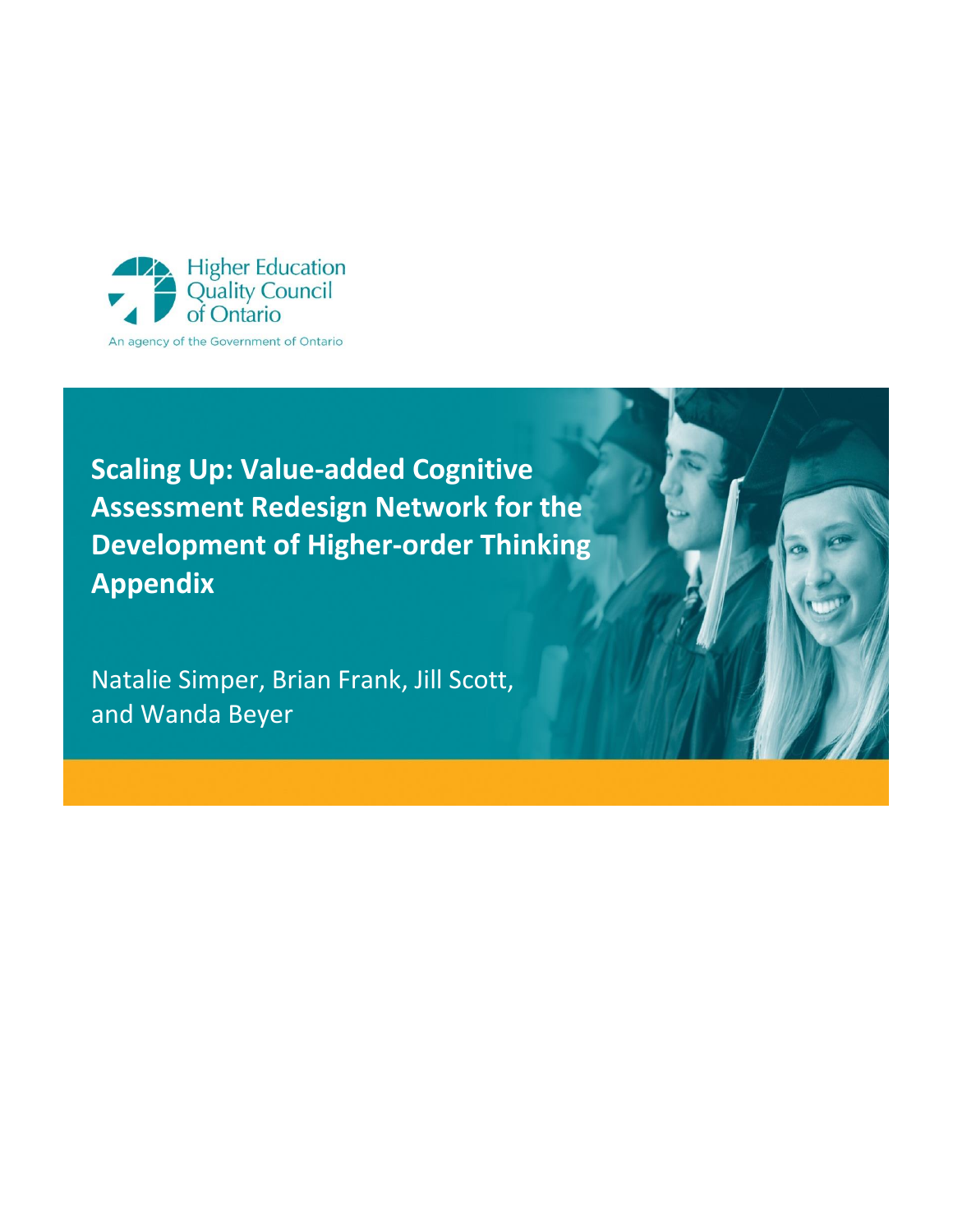Higher Education Quality Council of Ontario

An agency of the Government of Ontario

# Scaling Up: Value-added Cognitive Assessment Redesign Network for the Development of Higher-order Thinking Appendix

Natalie Simper, Brian Frank, Jill Scott, and Wanda Beyer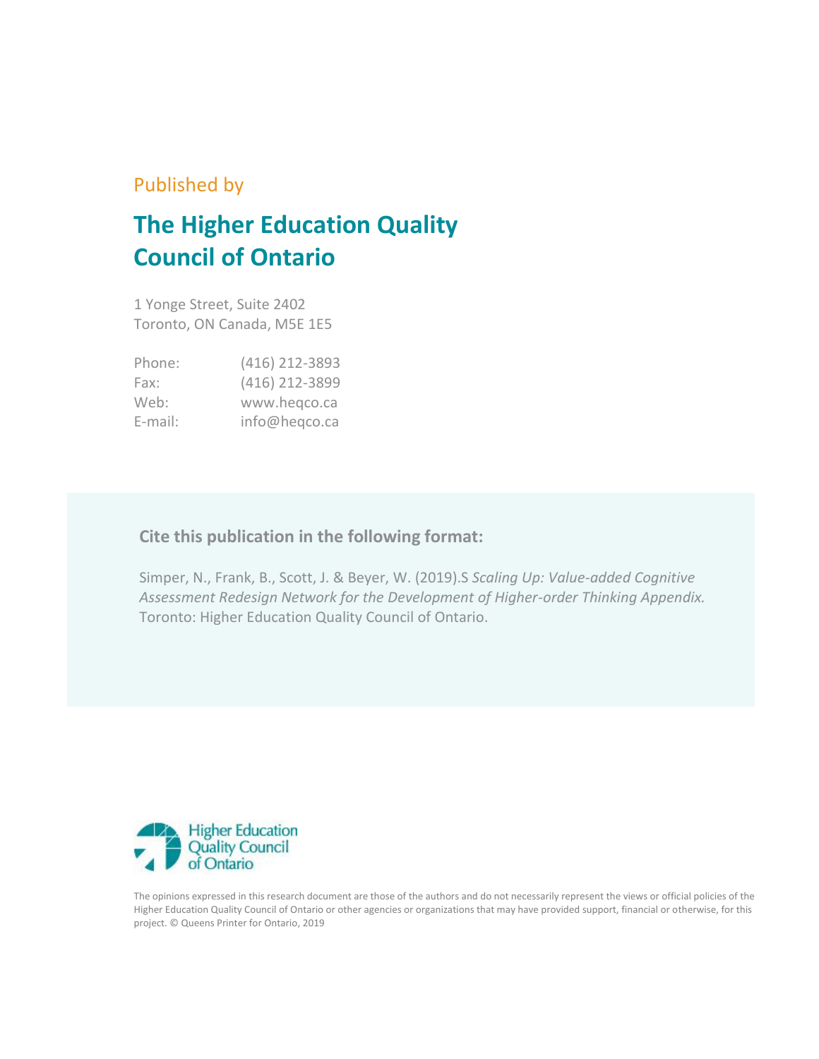Published by

# The Higher Education Quality Council of Ontario

1 Yonge Street, Suite 2402
Toronto, ON Canada, M5E 1E5

| | |
|---|---|
| Phone: | (416) 212-3893 |
| Fax: | (416) 212-3899 |
| Web: | www.heqco.ca |
| E-mail: | info@heqco.ca |

**Cite this publication in the following format:**

Simper, N., Frank, B., Scott, J. & Beyer, W. (2019).S *Scaling Up: Value-added Cognitive Assessment Redesign Network for the Development of Higher-order Thinking Appendix.* Toronto: Higher Education Quality Council of Ontario.

Higher Education Quality Council of Ontario

The opinions expressed in this research document are those of the authors and do not necessarily represent the views or official policies of the Higher Education Quality Council of Ontario or other agencies or organizations that may have provided support, financial or otherwise, for this project. © Queens Printer for Ontario, 2019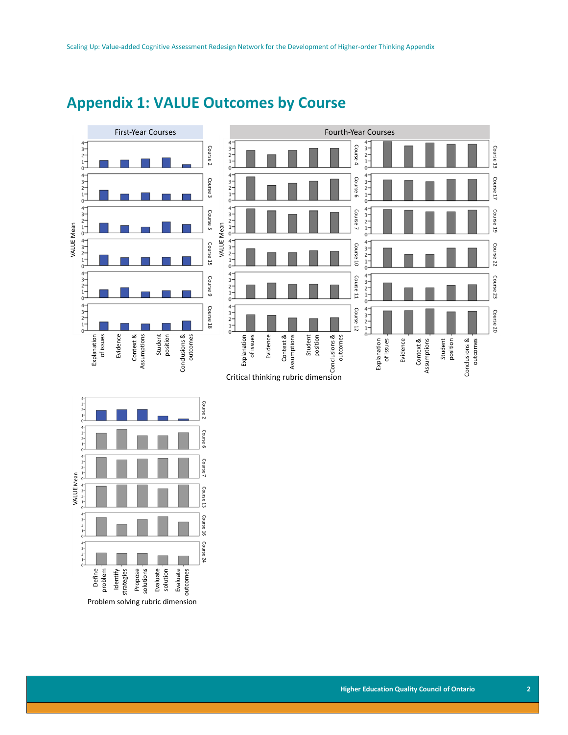# Appendix 1: VALUE Outcomes by Course

First-Year Courses

Fourth-Year Courses

VALUE Mean

Course 2, Course 3, Course 5, Course 15, Course 9, Course 18

Course 4, Course 6, Course 7, Course 10, Course 11, Course 12

Course 13, Course 17, Course 19, Course 22, Course 23, Course 20

Explanation of issues, Evidence, Context & Assumptions, Student position, Conclusions & outcomes

Critical thinking rubric dimension

VALUE Mean

Course 2, Course 6, Course 7, Course 13, Course 16, Course 24

Define problem, Identify strategies, Propose solutions, Evaluate solution, Evaluate outcomes

Problem solving rubric dimension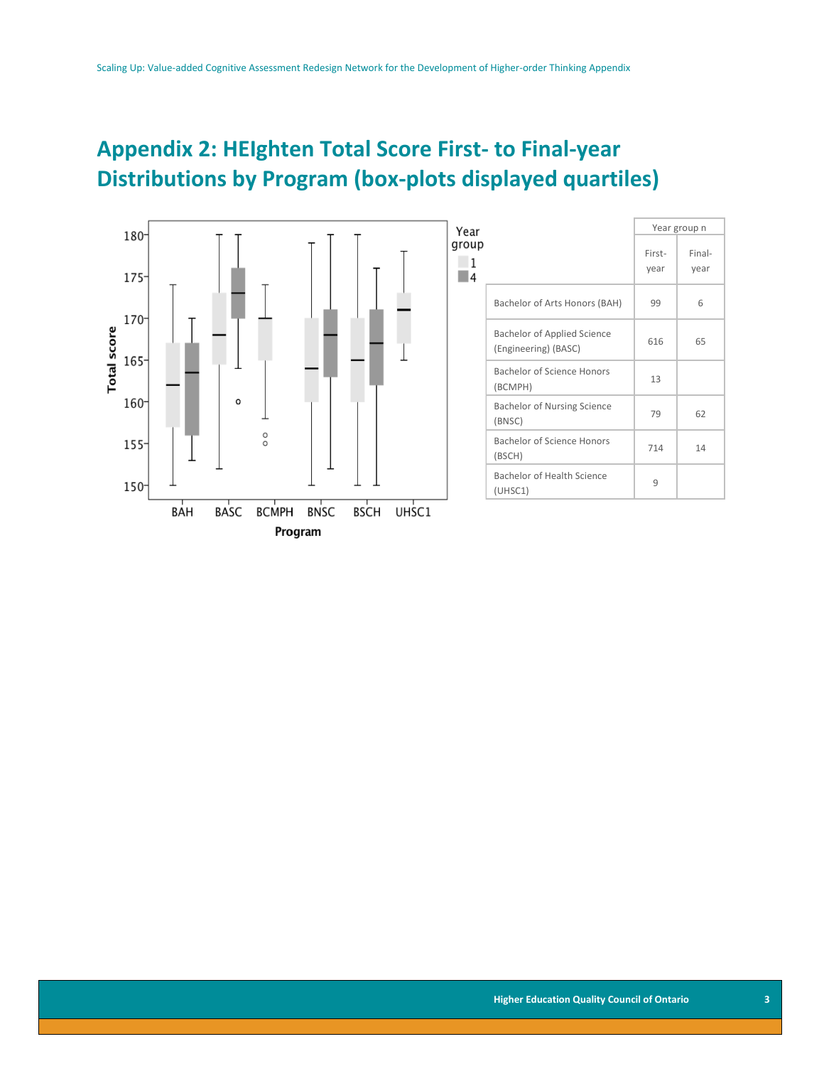# Appendix 2: HEIghten Total Score First- to Final-year Distributions by Program (box-plots displayed quartiles)

| | Year group n | |
|---|---|---|
| | First-year | Final-year |
| Bachelor of Arts Honors (BAH) | 99 | 6 |
| Bachelor of Applied Science (Engineering) (BASC) | 616 | 65 |
| Bachelor of Science Honors (BCMPH) | 13 | |
| Bachelor of Nursing Science (BNSC) | 79 | 62 |
| Bachelor of Science Honors (BSCH) | 714 | 14 |
| Bachelor of Health Science (UHSC1) | 9 | |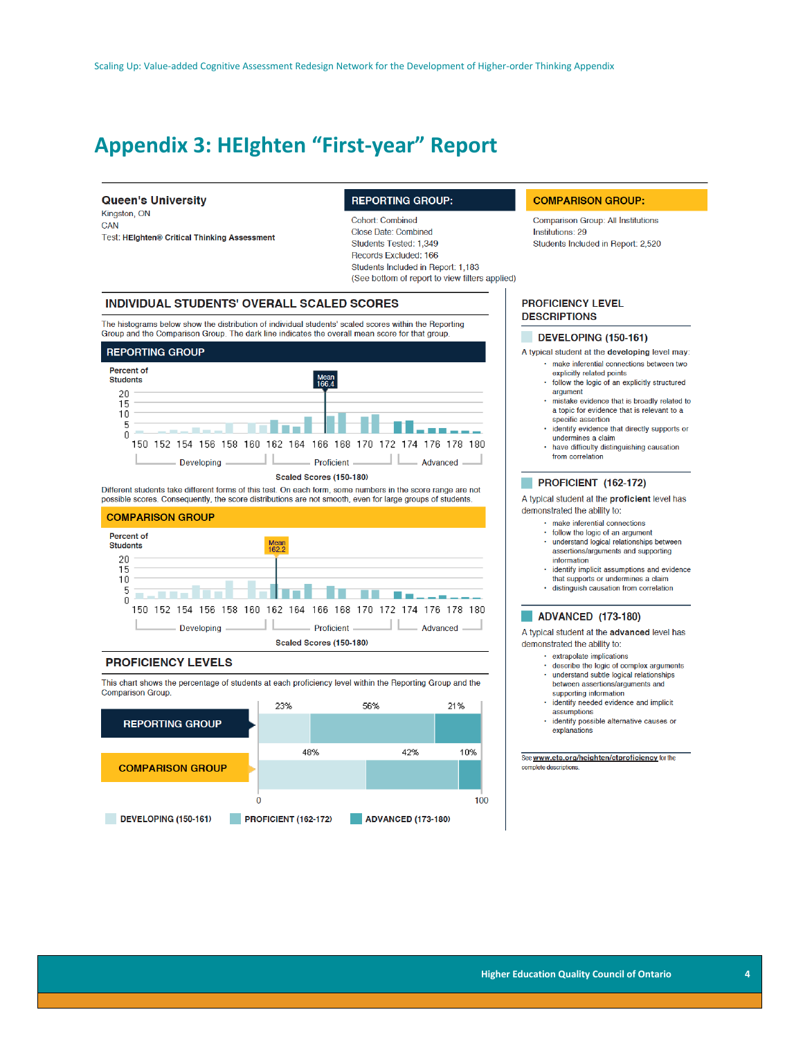# Appendix 3: HEIghten "First-year" Report

**Queen's University**
Kingston, ON
CAN
Test: **HEIghten® Critical Thinking Assessment**

**REPORTING GROUP:**

Cohort: Combined
Close Date: Combined
Students Tested: 1,349
Records Excluded: 166
Students Included in Report: 1,183
(See bottom of report to view filters applied)

**COMPARISON GROUP:**

Comparison Group: All Institutions
Institutions: 29
Students Included in Report: 2,520

## INDIVIDUAL STUDENTS' OVERALL SCALED SCORES

The histograms below show the distribution of individual students' scaled scores within the Reporting Group and the Comparison Group. The dark line indicates the overall mean score for that group.

### REPORTING GROUP

Percent of Students

Mean 166.4

Scaled Scores (150-180): Developing (150-161), Proficient (162-172), Advanced (173-180)

Different students take different forms of this test. On each form, some numbers in the score range are not possible scores. Consequently, the score distributions are not smooth, even for large groups of students.

### COMPARISON GROUP

Percent of Students

Mean 162.2

Scaled Scores (150-180): Developing (150-161), Proficient (162-172), Advanced (173-180)

## PROFICIENCY LEVELS

This chart shows the percentage of students at each proficiency level within the Reporting Group and the Comparison Group.

| | DEVELOPING (150-161) | PROFICIENT (162-172) | ADVANCED (173-180) |
|---|---|---|---|
| REPORTING GROUP | 23% | 56% | 21% |
| COMPARISON GROUP | 48% | 42% | 10% |

## PROFICIENCY LEVEL DESCRIPTIONS

### DEVELOPING (150-161)

A typical student at the **developing** level may:

- make inferential connections between two explicitly related points
- follow the logic of an explicitly structured argument
- mistake evidence that is broadly related to a topic for evidence that is relevant to a specific assertion
- identify evidence that directly supports or undermines a claim
- have difficulty distinguishing causation from correlation

### PROFICIENT (162-172)

A typical student at the **proficient** level has demonstrated the ability to:

- make inferential connections
- follow the logic of an argument
- understand logical relationships between assertions/arguments and supporting information
- identify implicit assumptions and evidence that supports or undermines a claim
- distinguish causation from correlation

### ADVANCED (173-180)

A typical student at the **advanced** level has demonstrated the ability to:

- extrapolate implications
- describe the logic of complex arguments
- understand subtle logical relationships between assertions/arguments and supporting information
- identify needed evidence and implicit assumptions
- identify possible alternative causes or explanations

See **www.ets.org/heighten/ctproficiency** for the complete descriptions.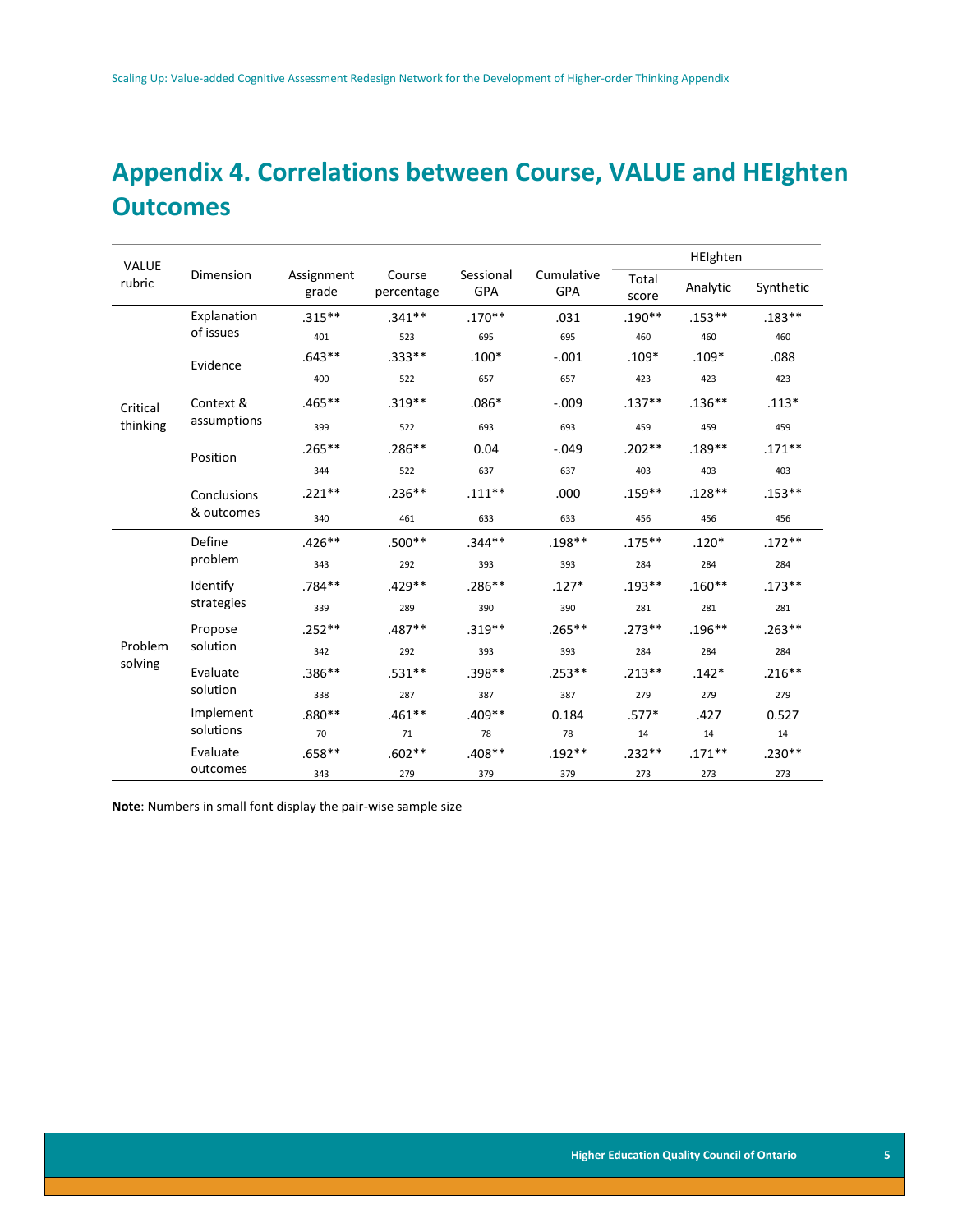# Appendix 4. Correlations between Course, VALUE and HEIghten Outcomes

| VALUE rubric | Dimension | Assignment grade | Course percentage | Sessional GPA | Cumulative GPA | HEIghten | | |
|---|---|---|---|---|---|---|---|---|
| | | | | | | Total score | Analytic | Synthetic |
| Critical thinking | Explanation of issues | .315** | .341** | .170** | .031 | .190** | .153** | .183** |
| | | 401 | 523 | 695 | 695 | 460 | 460 | 460 |
| | Evidence | .643** | .333** | .100* | -.001 | .109* | .109* | .088 |
| | | 400 | 522 | 657 | 657 | 423 | 423 | 423 |
| | Context & assumptions | .465** | .319** | .086* | -.009 | .137** | .136** | .113* |
| | | 399 | 522 | 693 | 693 | 459 | 459 | 459 |
| | Position | .265** | .286** | 0.04 | -.049 | .202** | .189** | .171** |
| | | 344 | 522 | 637 | 637 | 403 | 403 | 403 |
| | Conclusions & outcomes | .221** | .236** | .111** | .000 | .159** | .128** | .153** |
| | | 340 | 461 | 633 | 633 | 456 | 456 | 456 |
| Problem solving | Define problem | .426** | .500** | .344** | .198** | .175** | .120* | .172** |
| | | 343 | 292 | 393 | 393 | 284 | 284 | 284 |
| | Identify strategies | .784** | .429** | .286** | .127* | .193** | .160** | .173** |
| | | 339 | 289 | 390 | 390 | 281 | 281 | 281 |
| | Propose solution | .252** | .487** | .319** | .265** | .273** | .196** | .263** |
| | | 342 | 292 | 393 | 393 | 284 | 284 | 284 |
| | Evaluate solution | .386** | .531** | .398** | .253** | .213** | .142* | .216** |
| | | 338 | 287 | 387 | 387 | 279 | 279 | 279 |
| | Implement solutions | .880** | .461** | .409** | 0.184 | .577* | .427 | 0.527 |
| | | 70 | 71 | 78 | 78 | 14 | 14 | 14 |
| | Evaluate outcomes | .658** | .602** | .408** | .192** | .232** | .171** | .230** |
| | | 343 | 279 | 379 | 379 | 273 | 273 | 273 |

**Note**: Numbers in small font display the pair-wise sample size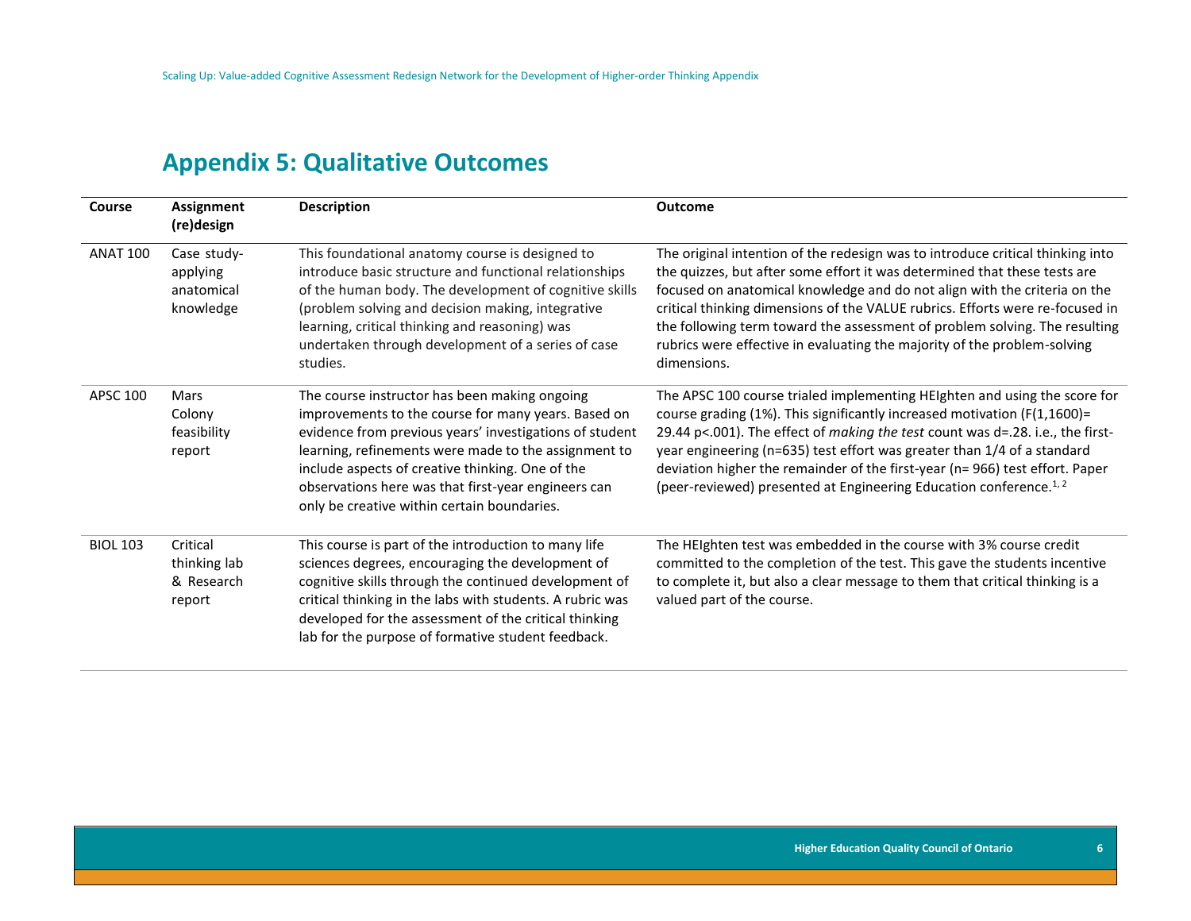## Appendix 5: Qualitative Outcomes

| Course | Assignment (re)design | Description | Outcome |
|---|---|---|---|
| ANAT 100 | Case study- applying anatomical knowledge | This foundational anatomy course is designed to introduce basic structure and functional relationships of the human body. The development of cognitive skills (problem solving and decision making, integrative learning, critical thinking and reasoning) was undertaken through development of a series of case studies. | The original intention of the redesign was to introduce critical thinking into the quizzes, but after some effort it was determined that these tests are focused on anatomical knowledge and do not align with the criteria on the critical thinking dimensions of the VALUE rubrics. Efforts were re-focused in the following term toward the assessment of problem solving. The resulting rubrics were effective in evaluating the majority of the problem-solving dimensions. |
| APSC 100 | Mars Colony feasibility report | The course instructor has been making ongoing improvements to the course for many years. Based on evidence from previous years' investigations of student learning, refinements were made to the assignment to include aspects of creative thinking. One of the observations here was that first-year engineers can only be creative within certain boundaries. | The APSC 100 course trialed implementing HEIghten and using the score for course grading (1%). This significantly increased motivation ($F(1,1600)= 29.44$ $p<.001$). The effect of *making the test* count was $d=.28$. i.e., the first-year engineering ($n=635$) test effort was greater than 1/4 of a standard deviation higher the remainder of the first-year ($n= 966$) test effort. Paper (peer-reviewed) presented at Engineering Education conference.[1, 2] |
| BIOL 103 | Critical thinking lab & Research report | This course is part of the introduction to many life sciences degrees, encouraging the development of cognitive skills through the continued development of critical thinking in the labs with students. A rubric was developed for the assessment of the critical thinking lab for the purpose of formative student feedback. | The HEIghten test was embedded in the course with 3% course credit committed to the completion of the test. This gave the students incentive to complete it, but also a clear message to them that critical thinking is a valued part of the course. |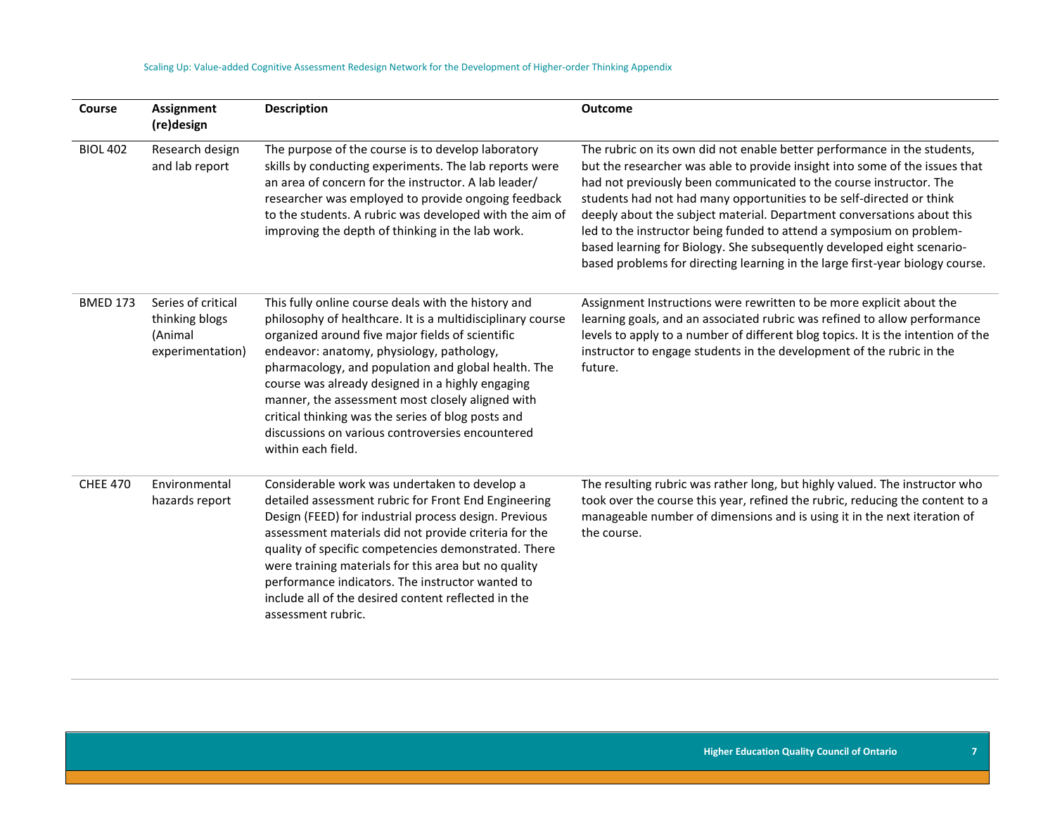| Course | Assignment (re)design | Description | Outcome |
|---|---|---|---|
| BIOL 402 | Research design and lab report | The purpose of the course is to develop laboratory skills by conducting experiments. The lab reports were an area of concern for the instructor. A lab leader/ researcher was employed to provide ongoing feedback to the students. A rubric was developed with the aim of improving the depth of thinking in the lab work. | The rubric on its own did not enable better performance in the students, but the researcher was able to provide insight into some of the issues that had not previously been communicated to the course instructor. The students had not had many opportunities to be self-directed or think deeply about the subject material. Department conversations about this led to the instructor being funded to attend a symposium on problem-based learning for Biology. She subsequently developed eight scenario-based problems for directing learning in the large first-year biology course. |
| BMED 173 | Series of critical thinking blogs (Animal experimentation) | This fully online course deals with the history and philosophy of healthcare. It is a multidisciplinary course organized around five major fields of scientific endeavor: anatomy, physiology, pathology, pharmacology, and population and global health. The course was already designed in a highly engaging manner, the assessment most closely aligned with critical thinking was the series of blog posts and discussions on various controversies encountered within each field. | Assignment Instructions were rewritten to be more explicit about the learning goals, and an associated rubric was refined to allow performance levels to apply to a number of different blog topics. It is the intention of the instructor to engage students in the development of the rubric in the future. |
| CHEE 470 | Environmental hazards report | Considerable work was undertaken to develop a detailed assessment rubric for Front End Engineering Design (FEED) for industrial process design. Previous assessment materials did not provide criteria for the quality of specific competencies demonstrated. There were training materials for this area but no quality performance indicators. The instructor wanted to include all of the desired content reflected in the assessment rubric. | The resulting rubric was rather long, but highly valued. The instructor who took over the course this year, refined the rubric, reducing the content to a manageable number of dimensions and is using it in the next iteration of the course. |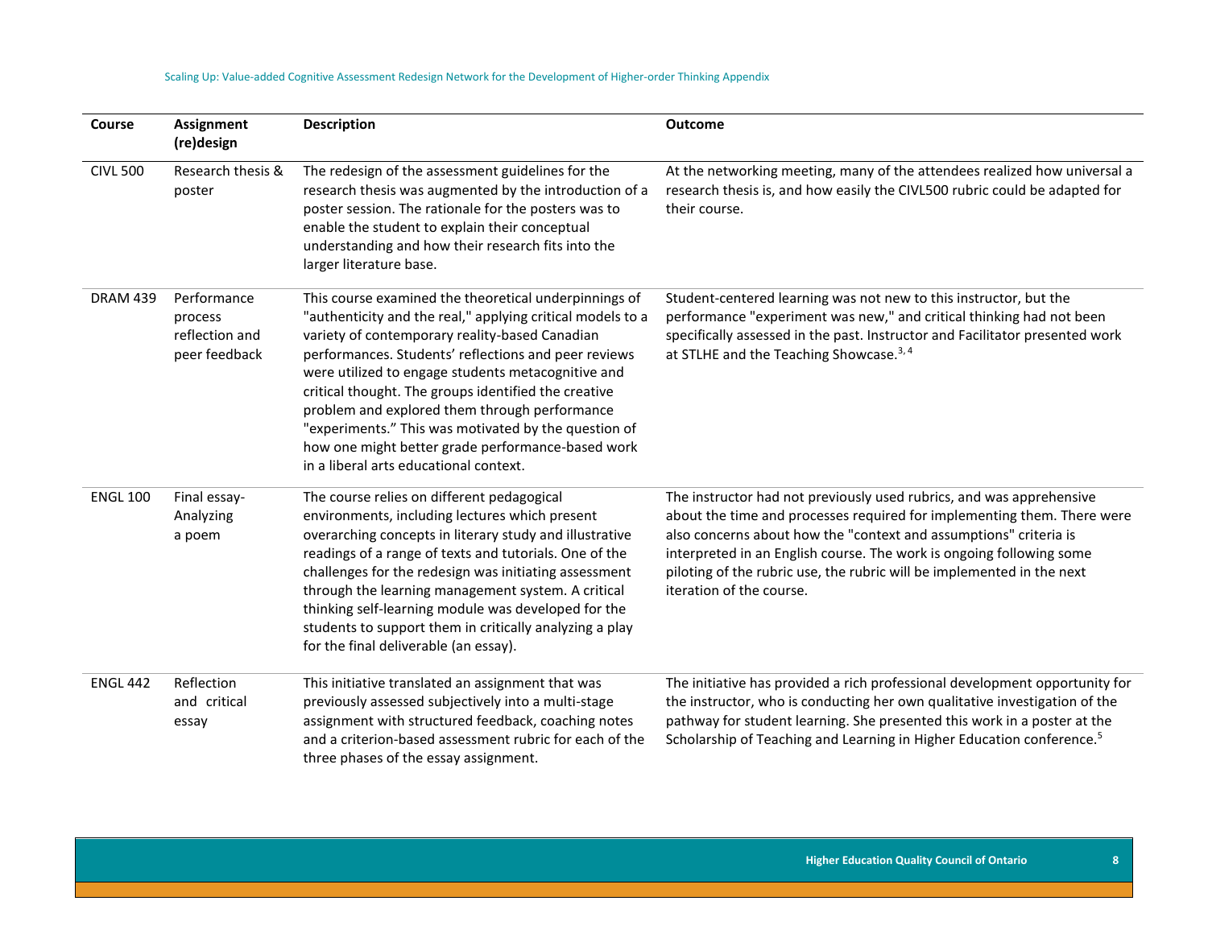| Course | Assignment (re)design | Description | Outcome |
|---|---|---|---|
| CIVL 500 | Research thesis & poster | The redesign of the assessment guidelines for the research thesis was augmented by the introduction of a poster session. The rationale for the posters was to enable the student to explain their conceptual understanding and how their research fits into the larger literature base. | At the networking meeting, many of the attendees realized how universal a research thesis is, and how easily the CIVL500 rubric could be adapted for their course. |
| DRAM 439 | Performance process reflection and peer feedback | This course examined the theoretical underpinnings of "authenticity and the real," applying critical models to a variety of contemporary reality-based Canadian performances. Students' reflections and peer reviews were utilized to engage students metacognitive and critical thought. The groups identified the creative problem and explored them through performance "experiments." This was motivated by the question of how one might better grade performance-based work in a liberal arts educational context. | Student-centered learning was not new to this instructor, but the performance "experiment was new," and critical thinking had not been specifically assessed in the past. Instructor and Facilitator presented work at STLHE and the Teaching Showcase.[3, 4] |
| ENGL 100 | Final essay- Analyzing a poem | The course relies on different pedagogical environments, including lectures which present overarching concepts in literary study and illustrative readings of a range of texts and tutorials. One of the challenges for the redesign was initiating assessment through the learning management system. A critical thinking self-learning module was developed for the students to support them in critically analyzing a play for the final deliverable (an essay). | The instructor had not previously used rubrics, and was apprehensive about the time and processes required for implementing them. There were also concerns about how the "context and assumptions" criteria is interpreted in an English course. The work is ongoing following some piloting of the rubric use, the rubric will be implemented in the next iteration of the course. |
| ENGL 442 | Reflection and critical essay | This initiative translated an assignment that was previously assessed subjectively into a multi-stage assignment with structured feedback, coaching notes and a criterion-based assessment rubric for each of the three phases of the essay assignment. | The initiative has provided a rich professional development opportunity for the instructor, who is conducting her own qualitative investigation of the pathway for student learning. She presented this work in a poster at the Scholarship of Teaching and Learning in Higher Education conference.[5] |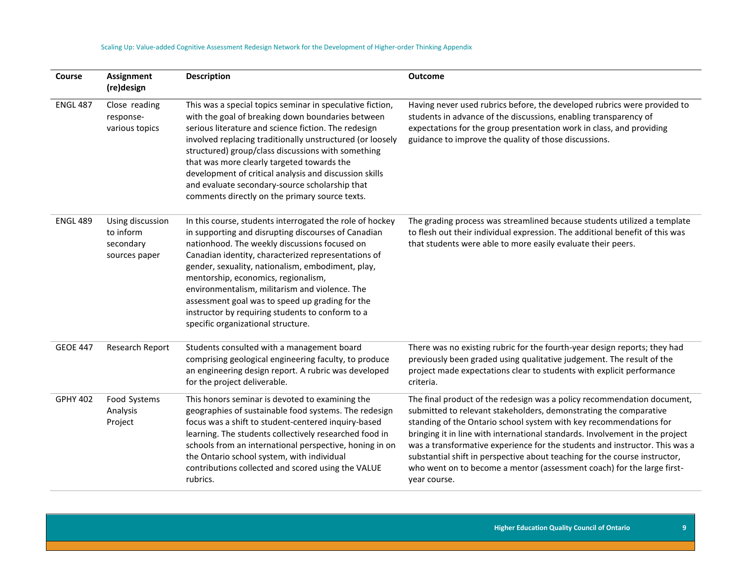| Course | Assignment (re)design | Description | Outcome |
|---|---|---|---|
| ENGL 487 | Close reading response- various topics | This was a special topics seminar in speculative fiction, with the goal of breaking down boundaries between serious literature and science fiction. The redesign involved replacing traditionally unstructured (or loosely structured) group/class discussions with something that was more clearly targeted towards the development of critical analysis and discussion skills and evaluate secondary-source scholarship that comments directly on the primary source texts. | Having never used rubrics before, the developed rubrics were provided to students in advance of the discussions, enabling transparency of expectations for the group presentation work in class, and providing guidance to improve the quality of those discussions. |
| ENGL 489 | Using discussion to inform secondary sources paper | In this course, students interrogated the role of hockey in supporting and disrupting discourses of Canadian nationhood. The weekly discussions focused on Canadian identity, characterized representations of gender, sexuality, nationalism, embodiment, play, mentorship, economics, regionalism, environmentalism, militarism and violence. The assessment goal was to speed up grading for the instructor by requiring students to conform to a specific organizational structure. | The grading process was streamlined because students utilized a template to flesh out their individual expression. The additional benefit of this was that students were able to more easily evaluate their peers. |
| GEOE 447 | Research Report | Students consulted with a management board comprising geological engineering faculty, to produce an engineering design report. A rubric was developed for the project deliverable. | There was no existing rubric for the fourth-year design reports; they had previously been graded using qualitative judgement. The result of the project made expectations clear to students with explicit performance criteria. |
| GPHY 402 | Food Systems Analysis Project | This honors seminar is devoted to examining the geographies of sustainable food systems. The redesign focus was a shift to student-centered inquiry-based learning. The students collectively researched food in schools from an international perspective, honing in on the Ontario school system, with individual contributions collected and scored using the VALUE rubrics. | The final product of the redesign was a policy recommendation document, submitted to relevant stakeholders, demonstrating the comparative standing of the Ontario school system with key recommendations for bringing it in line with international standards. Involvement in the project was a transformative experience for the students and instructor. This was a substantial shift in perspective about teaching for the course instructor, who went on to become a mentor (assessment coach) for the large first-year course. |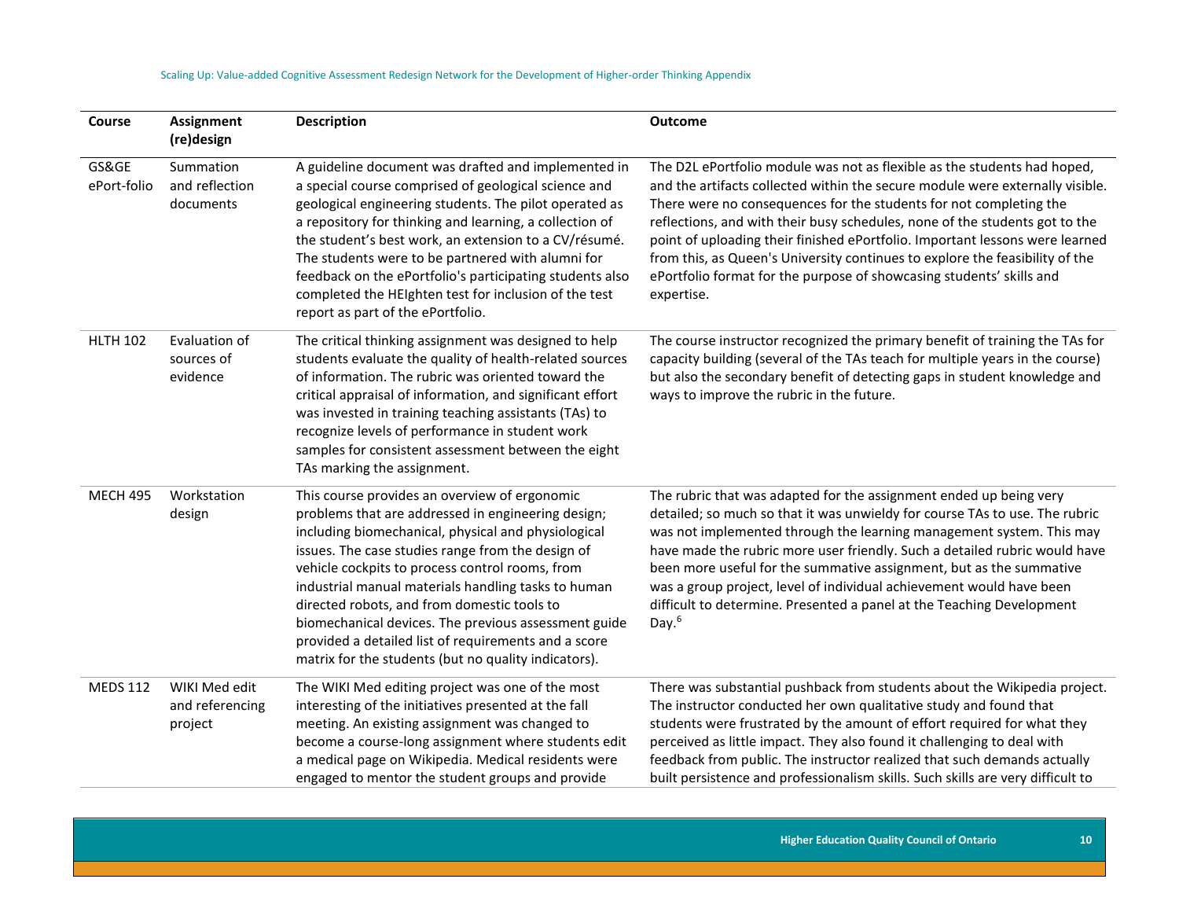| Course | Assignment (re)design | Description | Outcome |
|---|---|---|---|
| GS&GE ePort-folio | Summation and reflection documents | A guideline document was drafted and implemented in a special course comprised of geological science and geological engineering students. The pilot operated as a repository for thinking and learning, a collection of the student's best work, an extension to a CV/résumé. The students were to be partnered with alumni for feedback on the ePortfolio's participating students also completed the HEIghten test for inclusion of the test report as part of the ePortfolio. | The D2L ePortfolio module was not as flexible as the students had hoped, and the artifacts collected within the secure module were externally visible. There were no consequences for the students for not completing the reflections, and with their busy schedules, none of the students got to the point of uploading their finished ePortfolio. Important lessons were learned from this, as Queen's University continues to explore the feasibility of the ePortfolio format for the purpose of showcasing students' skills and expertise. |
| HLTH 102 | Evaluation of sources of evidence | The critical thinking assignment was designed to help students evaluate the quality of health-related sources of information. The rubric was oriented toward the critical appraisal of information, and significant effort was invested in training teaching assistants (TAs) to recognize levels of performance in student work samples for consistent assessment between the eight TAs marking the assignment. | The course instructor recognized the primary benefit of training the TAs for capacity building (several of the TAs teach for multiple years in the course) but also the secondary benefit of detecting gaps in student knowledge and ways to improve the rubric in the future. |
| MECH 495 | Workstation design | This course provides an overview of ergonomic problems that are addressed in engineering design; including biomechanical, physical and physiological issues. The case studies range from the design of vehicle cockpits to process control rooms, from industrial manual materials handling tasks to human directed robots, and from domestic tools to biomechanical devices. The previous assessment guide provided a detailed list of requirements and a score matrix for the students (but no quality indicators). | The rubric that was adapted for the assignment ended up being very detailed; so much so that it was unwieldy for course TAs to use. The rubric was not implemented through the learning management system. This may have made the rubric more user friendly. Such a detailed rubric would have been more useful for the summative assignment, but as the summative was a group project, level of individual achievement would have been difficult to determine. Presented a panel at the Teaching Development Day.[6] |
| MEDS 112 | WIKI Med edit and referencing project | The WIKI Med editing project was one of the most interesting of the initiatives presented at the fall meeting. An existing assignment was changed to become a course-long assignment where students edit a medical page on Wikipedia. Medical residents were engaged to mentor the student groups and provide | There was substantial pushback from students about the Wikipedia project. The instructor conducted her own qualitative study and found that students were frustrated by the amount of effort required for what they perceived as little impact. They also found it challenging to deal with feedback from public. The instructor realized that such demands actually built persistence and professionalism skills. Such skills are very difficult to |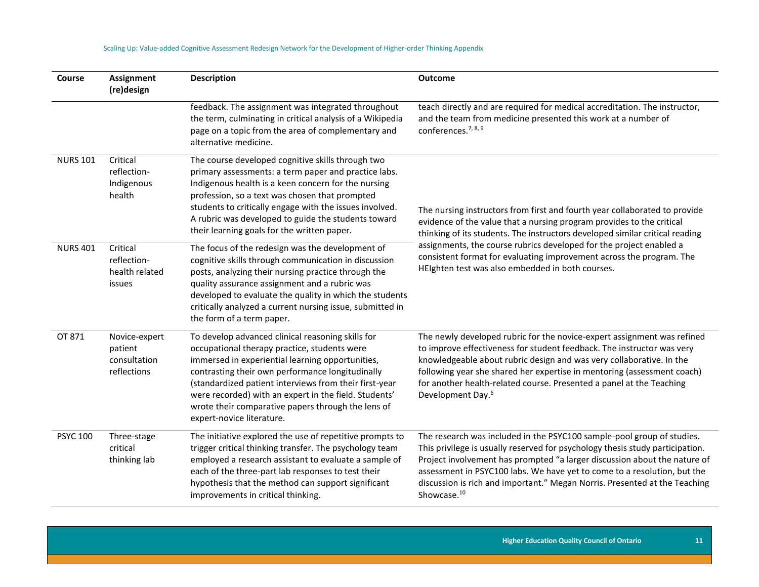| Course | Assignment (re)design | Description | Outcome |
|---|---|---|---|
| | | feedback. The assignment was integrated throughout the term, culminating in critical analysis of a Wikipedia page on a topic from the area of complementary and alternative medicine. | teach directly and are required for medical accreditation. The instructor, and the team from medicine presented this work at a number of conferences.[7, 8, 9] |
| NURS 101 | Critical reflection-Indigenous health | The course developed cognitive skills through two primary assessments: a term paper and practice labs. Indigenous health is a keen concern for the nursing profession, so a text was chosen that prompted students to critically engage with the issues involved. A rubric was developed to guide the students toward their learning goals for the written paper. | The nursing instructors from first and fourth year collaborated to provide evidence of the value that a nursing program provides to the critical thinking of its students. The instructors developed similar critical reading assignments, the course rubrics developed for the project enabled a consistent format for evaluating improvement across the program. The HEIghten test was also embedded in both courses. |
| NURS 401 | Critical reflection-health related issues | The focus of the redesign was the development of cognitive skills through communication in discussion posts, analyzing their nursing practice through the quality assurance assignment and a rubric was developed to evaluate the quality in which the students critically analyzed a current nursing issue, submitted in the form of a term paper. | |
| OT 871 | Novice-expert patient consultation reflections | To develop advanced clinical reasoning skills for occupational therapy practice, students were immersed in experiential learning opportunities, contrasting their own performance longitudinally (standardized patient interviews from their first-year were recorded) with an expert in the field. Students' wrote their comparative papers through the lens of expert-novice literature. | The newly developed rubric for the novice-expert assignment was refined to improve effectiveness for student feedback. The instructor was very knowledgeable about rubric design and was very collaborative. In the following year she shared her expertise in mentoring (assessment coach) for another health-related course. Presented a panel at the Teaching Development Day.[6] |
| PSYC 100 | Three-stage critical thinking lab | The initiative explored the use of repetitive prompts to trigger critical thinking transfer. The psychology team employed a research assistant to evaluate a sample of each of the three-part lab responses to test their hypothesis that the method can support significant improvements in critical thinking. | The research was included in the PSYC100 sample-pool group of studies. This privilege is usually reserved for psychology thesis study participation. Project involvement has prompted "a larger discussion about the nature of assessment in PSYC100 labs. We have yet to come to a resolution, but the discussion is rich and important." Megan Norris. Presented at the Teaching Showcase.[10] |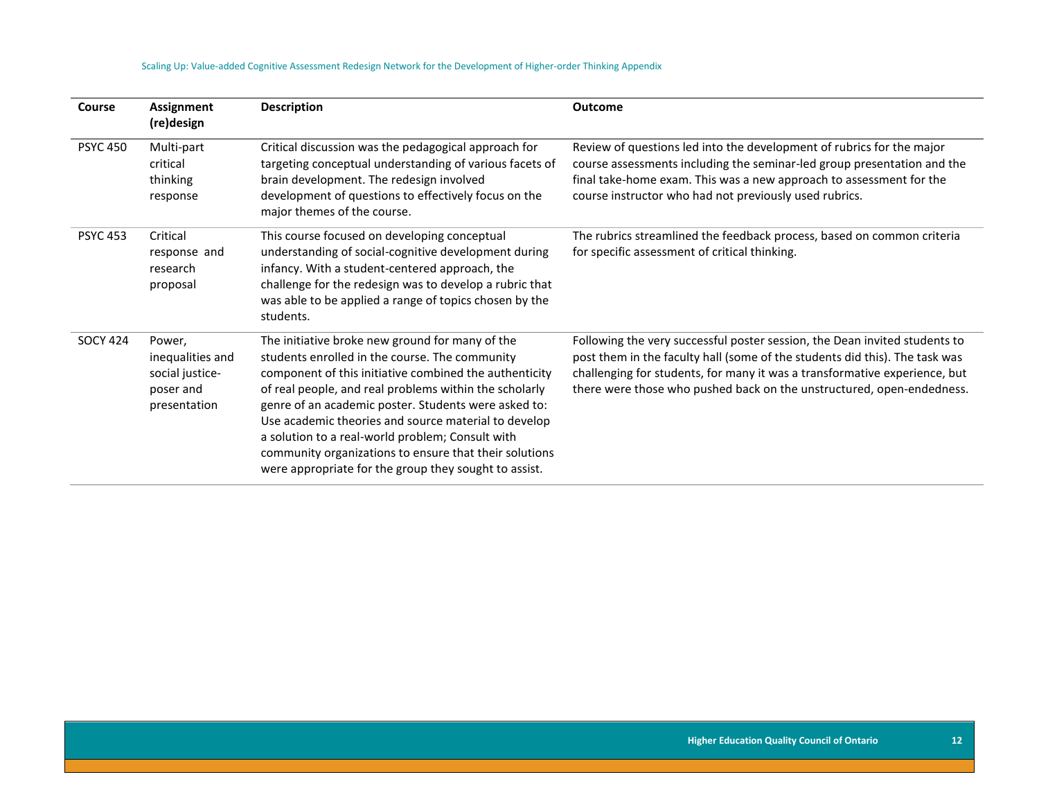| Course | Assignment (re)design | Description | Outcome |
|---|---|---|---|
| PSYC 450 | Multi-part critical thinking response | Critical discussion was the pedagogical approach for targeting conceptual understanding of various facets of brain development. The redesign involved development of questions to effectively focus on the major themes of the course. | Review of questions led into the development of rubrics for the major course assessments including the seminar-led group presentation and the final take-home exam. This was a new approach to assessment for the course instructor who had not previously used rubrics. |
| PSYC 453 | Critical response and research proposal | This course focused on developing conceptual understanding of social-cognitive development during infancy. With a student-centered approach, the challenge for the redesign was to develop a rubric that was able to be applied a range of topics chosen by the students. | The rubrics streamlined the feedback process, based on common criteria for specific assessment of critical thinking. |
| SOCY 424 | Power, inequalities and social justice-poser and presentation | The initiative broke new ground for many of the students enrolled in the course. The community component of this initiative combined the authenticity of real people, and real problems within the scholarly genre of an academic poster. Students were asked to: Use academic theories and source material to develop a solution to a real-world problem; Consult with community organizations to ensure that their solutions were appropriate for the group they sought to assist. | Following the very successful poster session, the Dean invited students to post them in the faculty hall (some of the students did this). The task was challenging for students, for many it was a transformative experience, but there were those who pushed back on the unstructured, open-endedness. |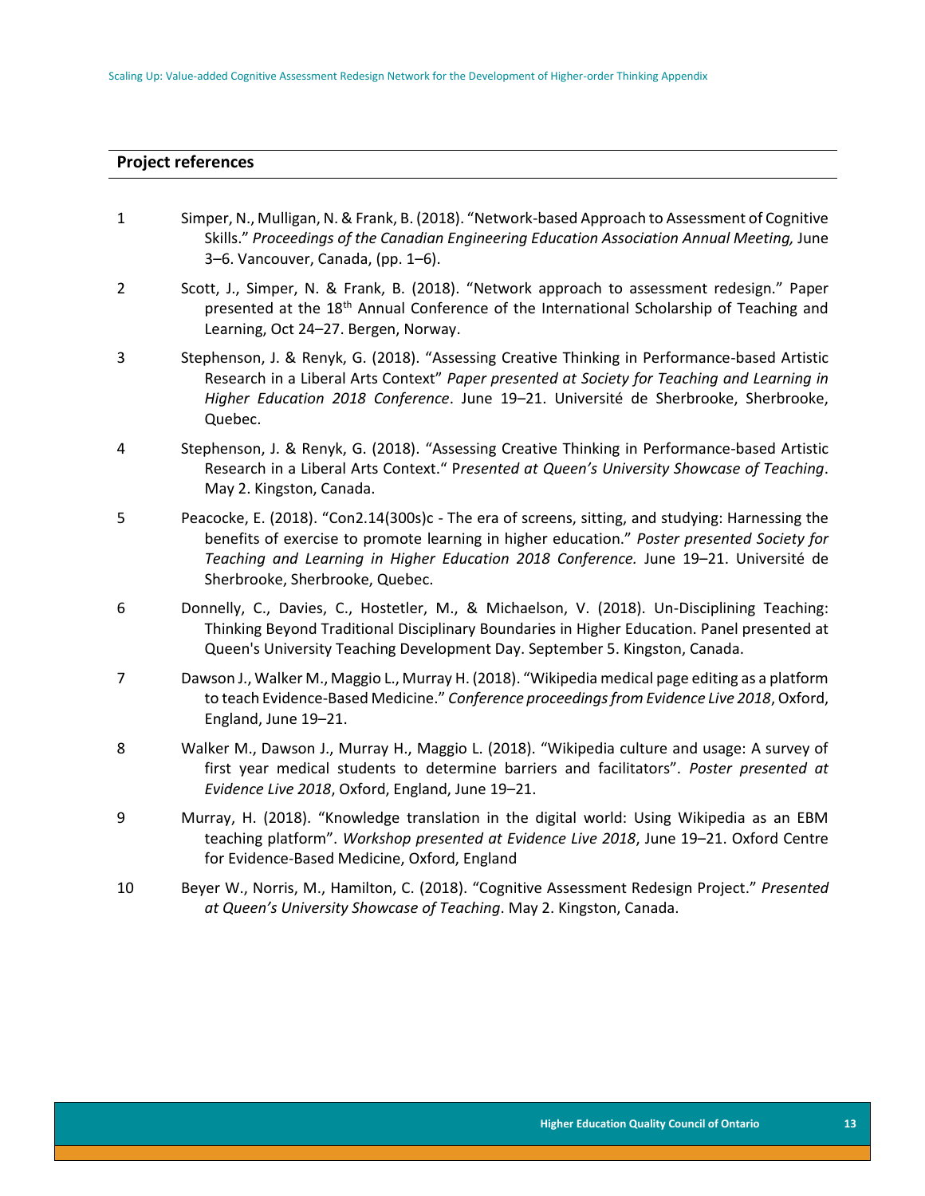## Project references

1. Simper, N., Mulligan, N. & Frank, B. (2018). "Network-based Approach to Assessment of Cognitive Skills." *Proceedings of the Canadian Engineering Education Association Annual Meeting,* June 3–6. Vancouver, Canada, (pp. 1–6).

2. Scott, J., Simper, N. & Frank, B. (2018). "Network approach to assessment redesign." Paper presented at the 18th Annual Conference of the International Scholarship of Teaching and Learning, Oct 24–27. Bergen, Norway.

3. Stephenson, J. & Renyk, G. (2018). "Assessing Creative Thinking in Performance-based Artistic Research in a Liberal Arts Context" *Paper presented at Society for Teaching and Learning in Higher Education 2018 Conference*. June 19–21. Université de Sherbrooke, Sherbrooke, Quebec.

4. Stephenson, J. & Renyk, G. (2018). "Assessing Creative Thinking in Performance-based Artistic Research in a Liberal Arts Context." P*resented at Queen's University Showcase of Teaching*. May 2. Kingston, Canada.

5. Peacocke, E. (2018). "Con2.14(300s)c - The era of screens, sitting, and studying: Harnessing the benefits of exercise to promote learning in higher education." *Poster presented Society for Teaching and Learning in Higher Education 2018 Conference.* June 19–21. Université de Sherbrooke, Sherbrooke, Quebec.

6. Donnelly, C., Davies, C., Hostetler, M., & Michaelson, V. (2018). Un-Disciplining Teaching: Thinking Beyond Traditional Disciplinary Boundaries in Higher Education. Panel presented at Queen's University Teaching Development Day. September 5. Kingston, Canada.

7. Dawson J., Walker M., Maggio L., Murray H. (2018). "Wikipedia medical page editing as a platform to teach Evidence-Based Medicine." *Conference proceedings from Evidence Live 2018*, Oxford, England, June 19–21.

8. Walker M., Dawson J., Murray H., Maggio L. (2018). "Wikipedia culture and usage: A survey of first year medical students to determine barriers and facilitators". *Poster presented at Evidence Live 2018*, Oxford, England, June 19–21.

9. Murray, H. (2018). "Knowledge translation in the digital world: Using Wikipedia as an EBM teaching platform". *Workshop presented at Evidence Live 2018*, June 19–21. Oxford Centre for Evidence-Based Medicine, Oxford, England

10. Beyer W., Norris, M., Hamilton, C. (2018). "Cognitive Assessment Redesign Project." *Presented at Queen's University Showcase of Teaching*. May 2. Kingston, Canada.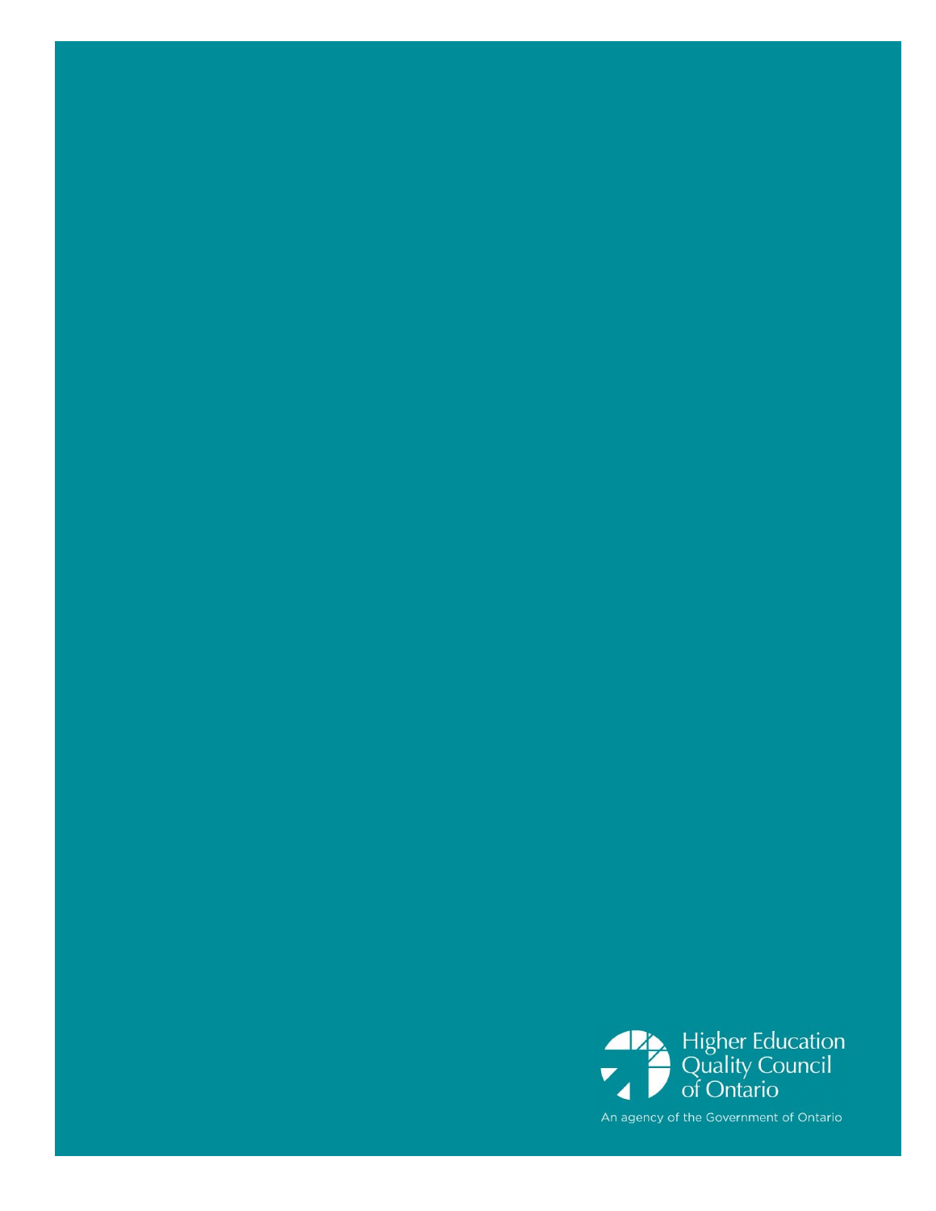Higher Education Quality Council of Ontario

An agency of the Government of Ontario